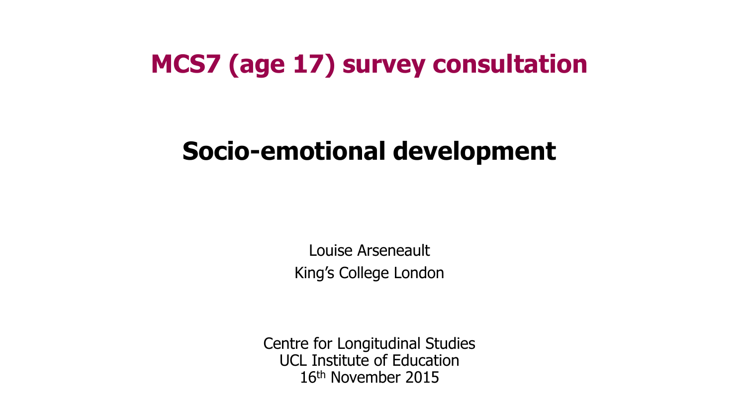# MCS7 (age 17) survey consultation

## Socio-emotional development

Louise Arseneault

King's College London

Centre for Longitudinal Studies
UCL Institute of Education
16th November 2015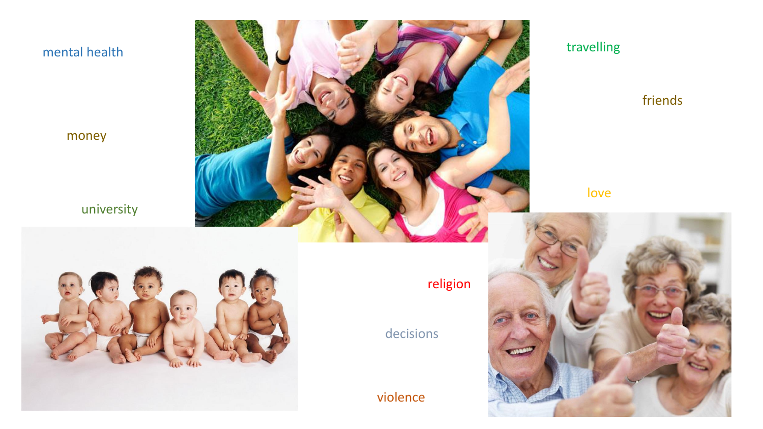mental health

money

university

travelling

friends

love

religion

decisions

violence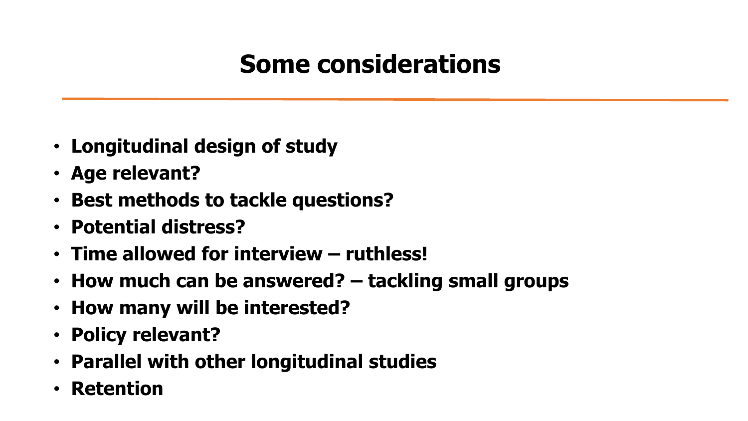# Some considerations

- **Longitudinal design of study**
- **Age relevant?**
- **Best methods to tackle questions?**
- **Potential distress?**
- **Time allowed for interview – ruthless!**
- **How much can be answered? – tackling small groups**
- **How many will be interested?**
- **Policy relevant?**
- **Parallel with other longitudinal studies**
- **Retention**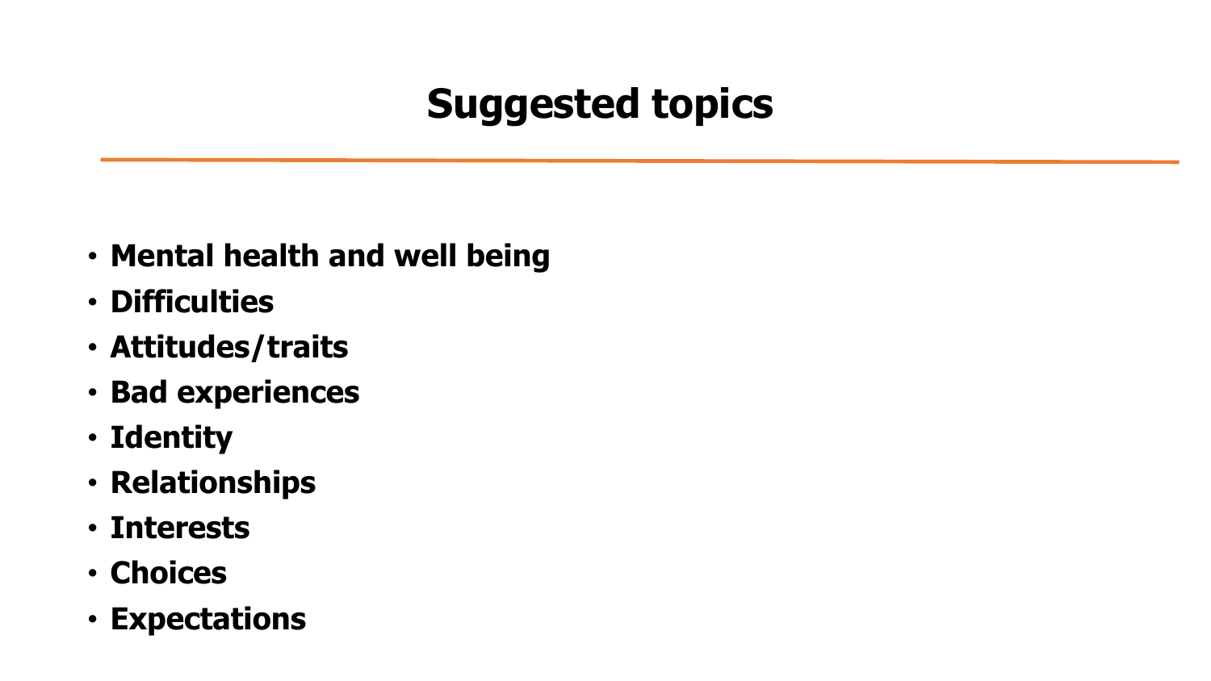# Suggested topics

- **Mental health and well being**
- **Difficulties**
- **Attitudes/traits**
- **Bad experiences**
- **Identity**
- **Relationships**
- **Interests**
- **Choices**
- **Expectations**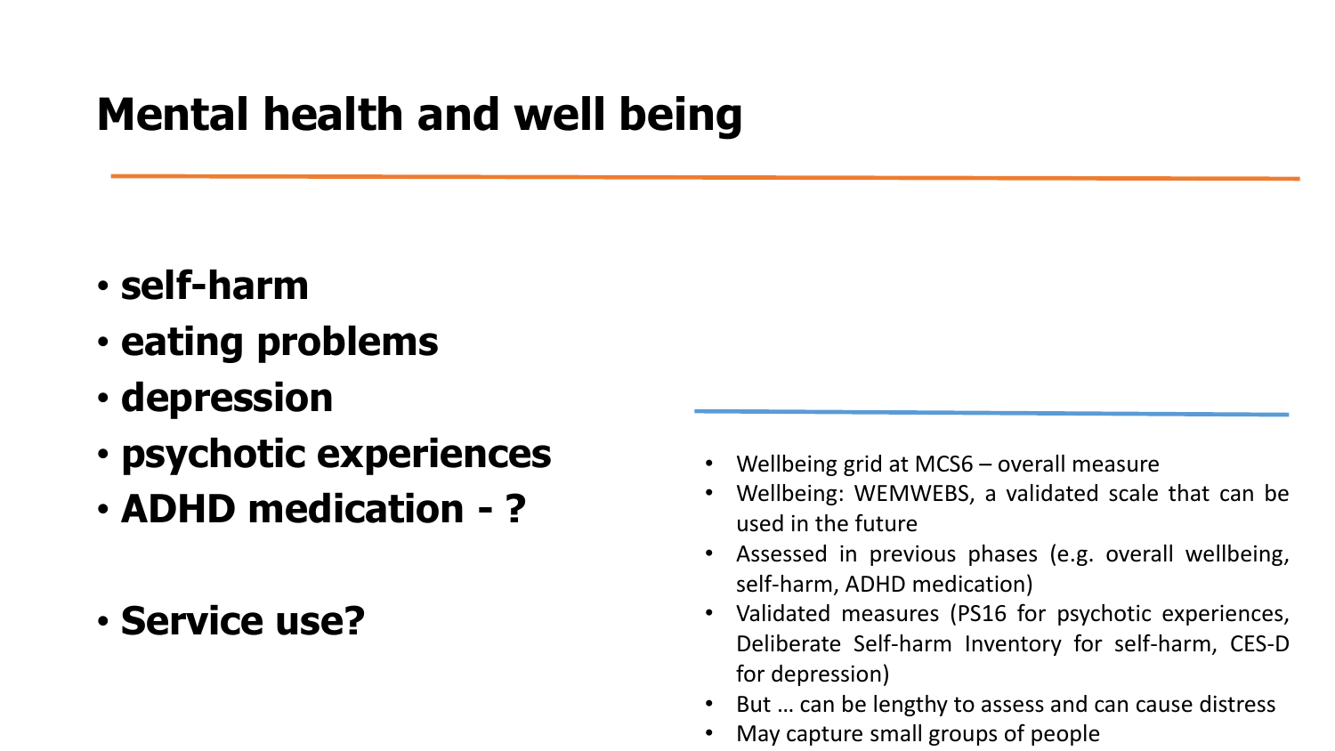# Mental health and well being

- **self-harm**
- **eating problems**
- **depression**
- **psychotic experiences**
- **ADHD medication - ?**

- **Service use?**

- Wellbeing grid at MCS6 – overall measure
- Wellbeing: WEMWEBS, a validated scale that can be used in the future
- Assessed in previous phases (e.g. overall wellbeing, self-harm, ADHD medication)
- Validated measures (PS16 for psychotic experiences, Deliberate Self-harm Inventory for self-harm, CES-D for depression)
- But … can be lengthy to assess and can cause distress
- May capture small groups of people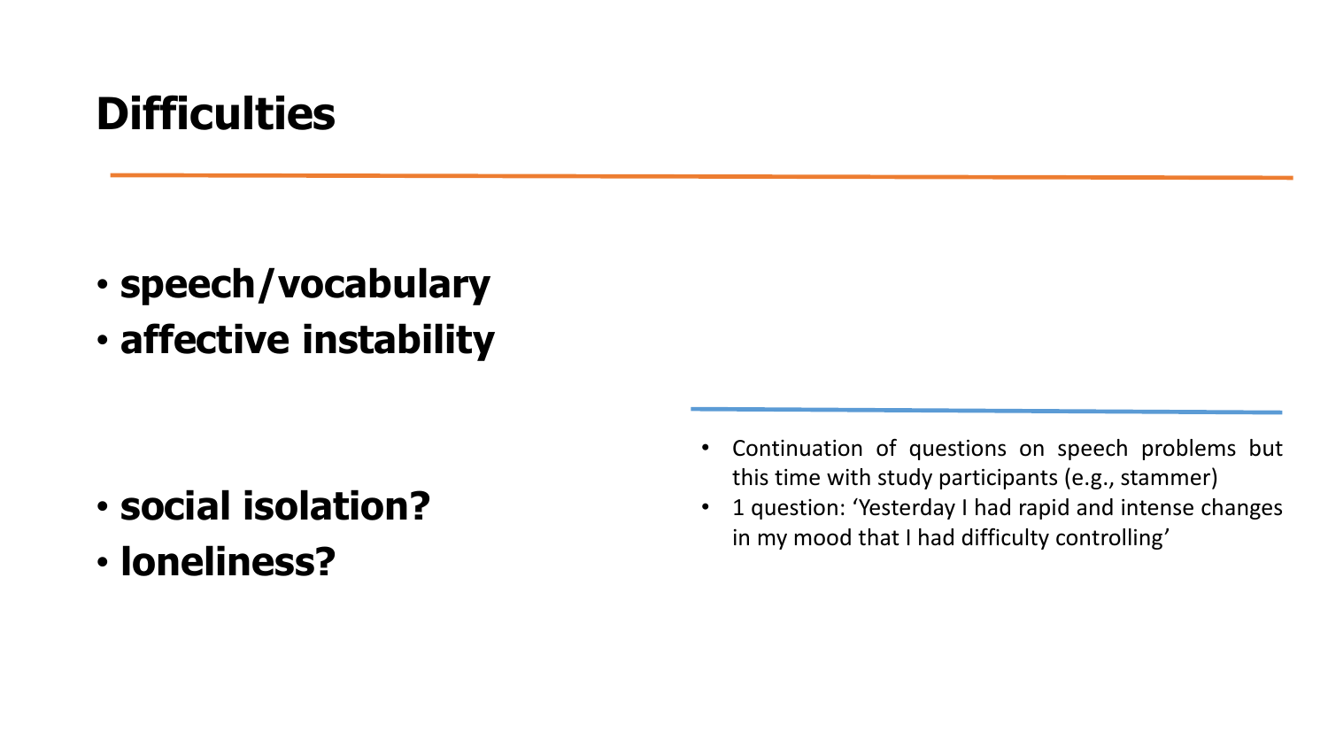# Difficulties

- **speech/vocabulary**
- **affective instability**

- **social isolation?**
- **loneliness?**

- Continuation of questions on speech problems but this time with study participants (e.g., stammer)
- 1 question: 'Yesterday I had rapid and intense changes in my mood that I had difficulty controlling'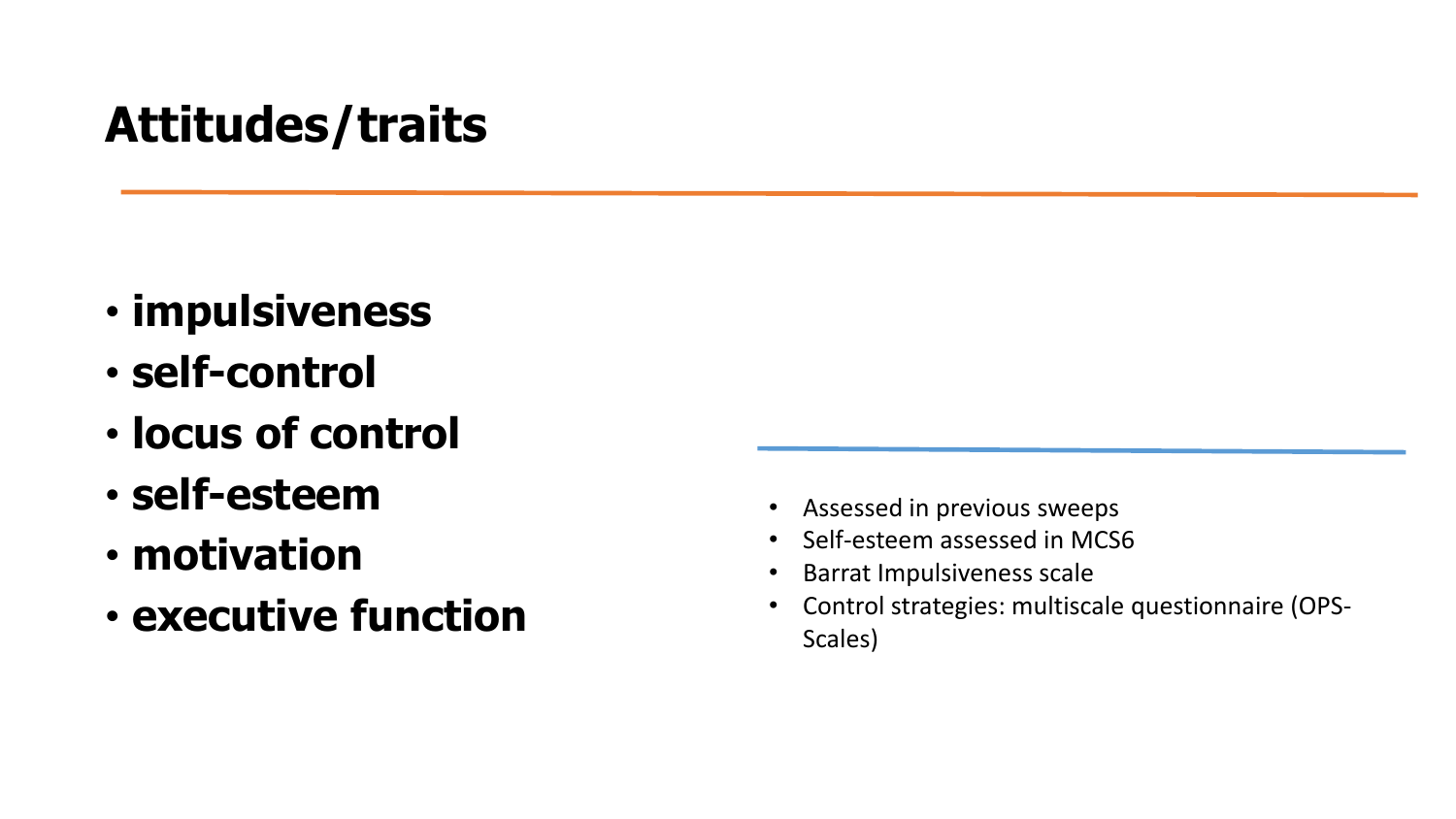# Attitudes/traits

- **impulsiveness**
- **self-control**
- **locus of control**
- **self-esteem**
- **motivation**
- **executive function**

- Assessed in previous sweeps
- Self-esteem assessed in MCS6
- Barrat Impulsiveness scale
- Control strategies: multiscale questionnaire (OPS-Scales)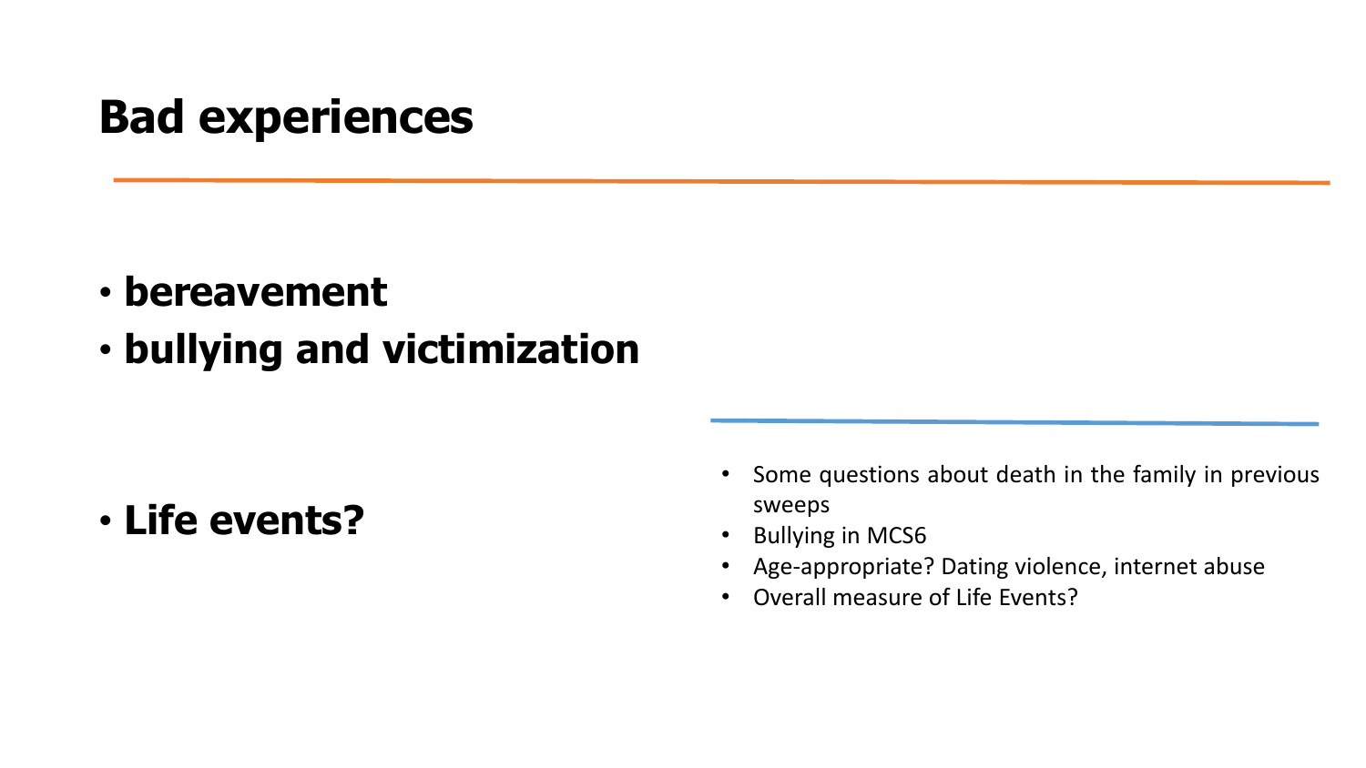# Bad experiences

- **bereavement**
- **bullying and victimization**

- **Life events?**

- Some questions about death in the family in previous sweeps
- Bullying in MCS6
- Age-appropriate? Dating violence, internet abuse
- Overall measure of Life Events?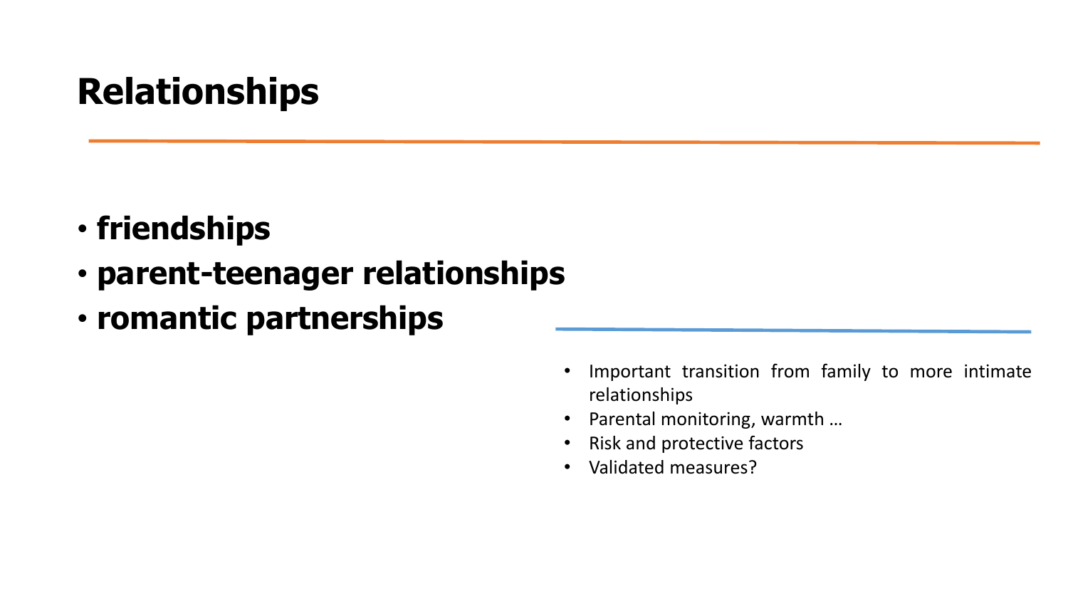# Relationships

- **friendships**
- **parent-teenager relationships**
- **romantic partnerships**

- Important transition from family to more intimate relationships
- Parental monitoring, warmth …
- Risk and protective factors
- Validated measures?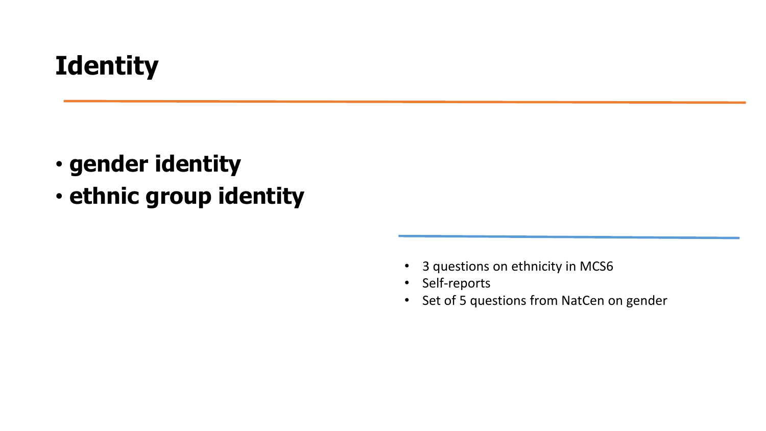# Identity

- **gender identity**
- **ethnic group identity**

- 3 questions on ethnicity in MCS6
- Self-reports
- Set of 5 questions from NatCen on gender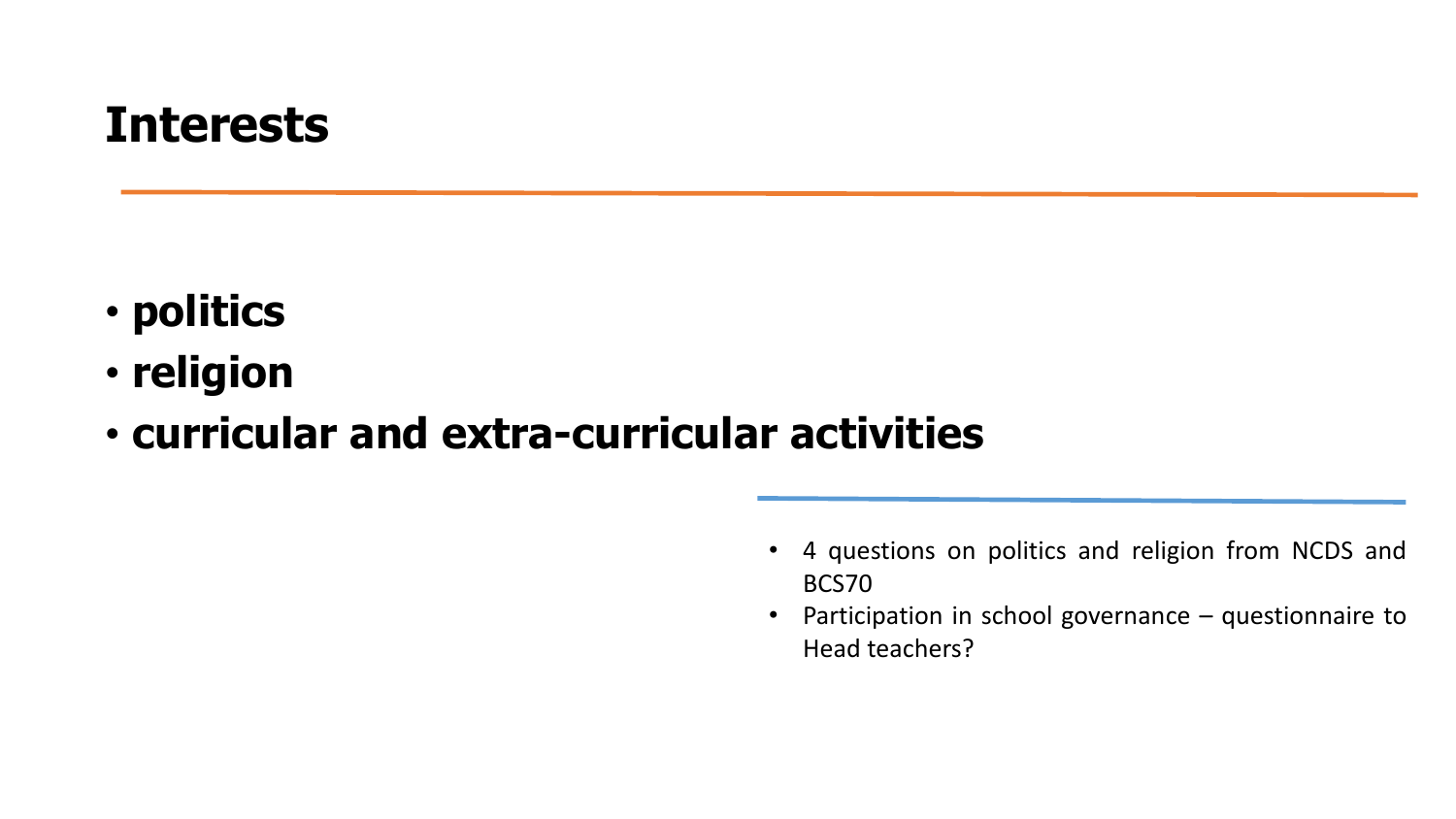# Interests

- **politics**
- **religion**
- **curricular and extra-curricular activities**

- 4 questions on politics and religion from NCDS and BCS70
- Participation in school governance – questionnaire to Head teachers?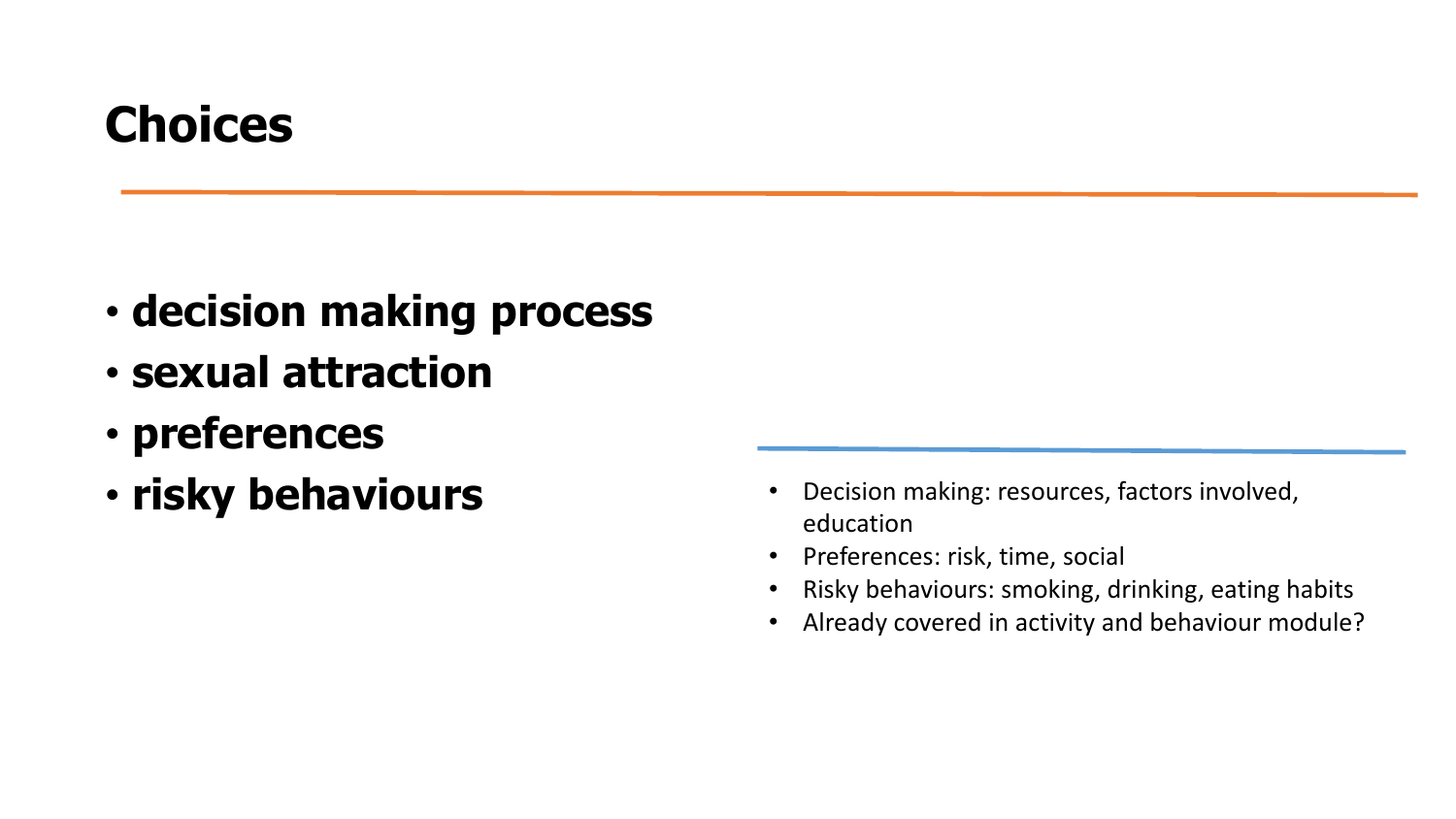# Choices

- **decision making process**
- **sexual attraction**
- **preferences**
- **risky behaviours**

- Decision making: resources, factors involved, education
- Preferences: risk, time, social
- Risky behaviours: smoking, drinking, eating habits
- Already covered in activity and behaviour module?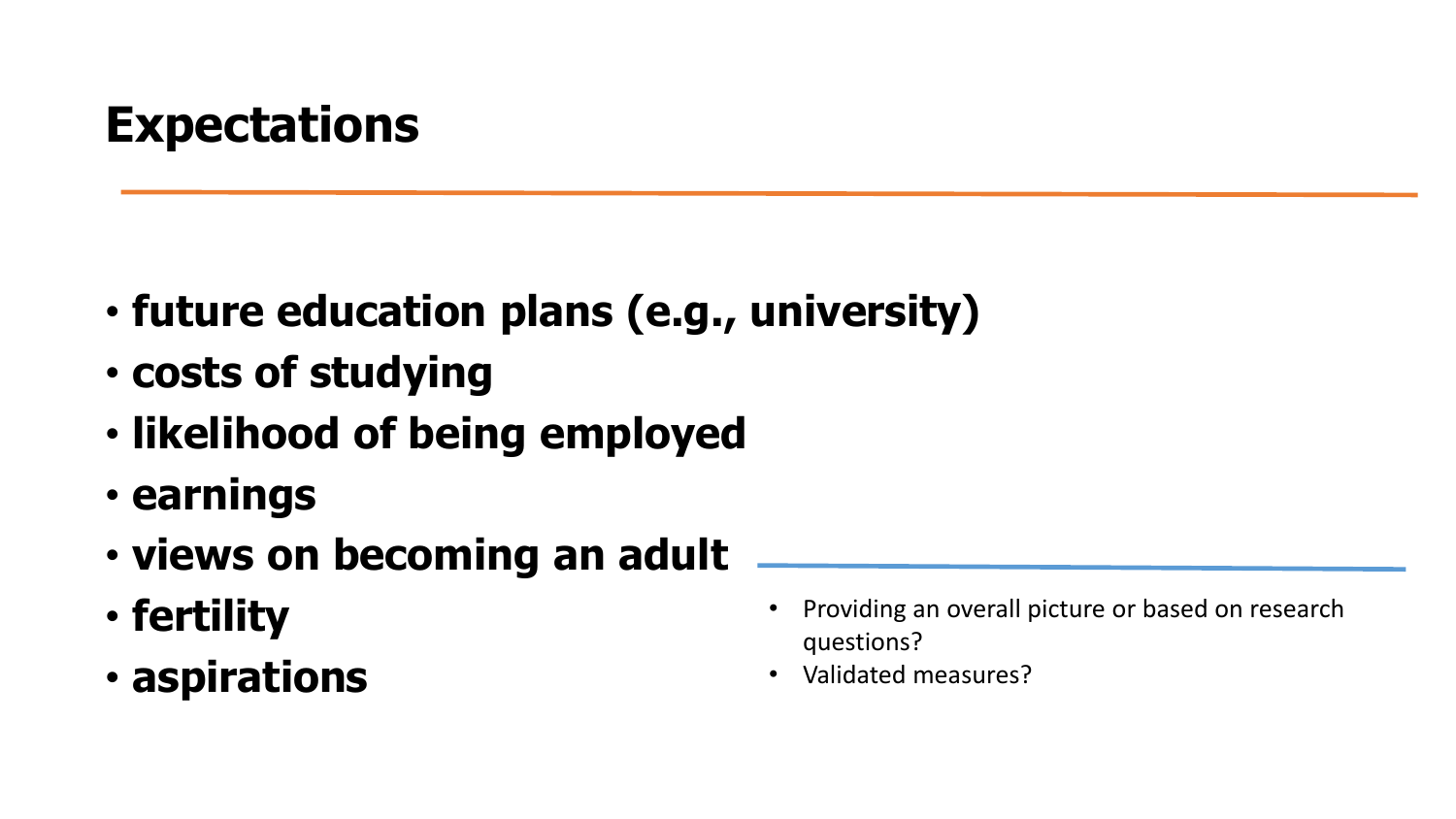# Expectations

- **future education plans (e.g., university)**
- **costs of studying**
- **likelihood of being employed**
- **earnings**
- **views on becoming an adult**
- **fertility**
- **aspirations**

- Providing an overall picture or based on research questions?
- Validated measures?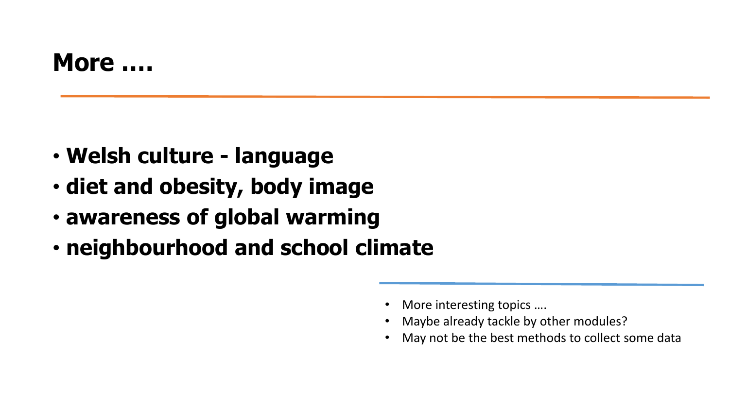# More ….

- **Welsh culture - language**
- **diet and obesity, body image**
- **awareness of global warming**
- **neighbourhood and school climate**

- More interesting topics ….
- Maybe already tackle by other modules?
- May not be the best methods to collect some data